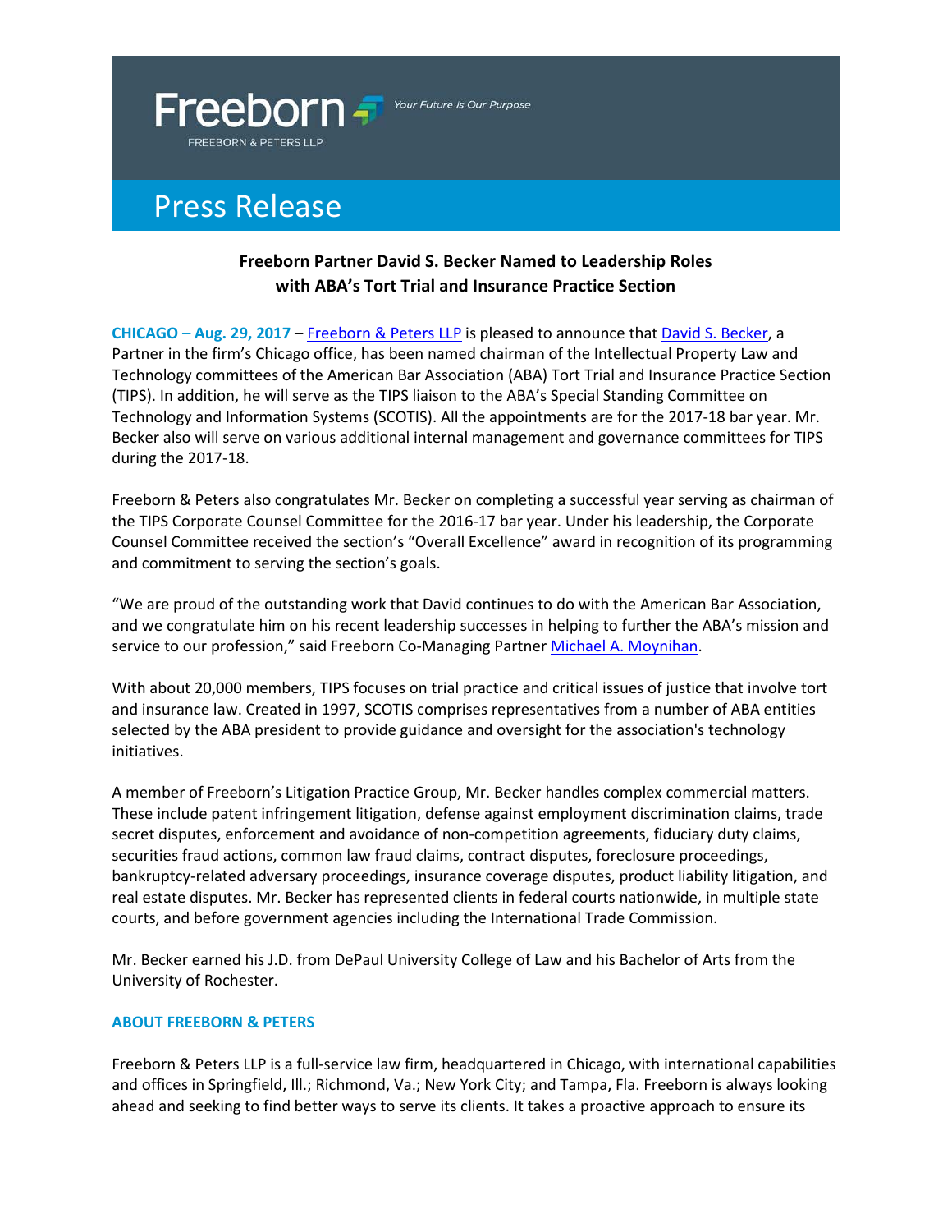Freeborn

FREEBORN & PETERS LLP

*Your Future is Our Purpose*

# Press Release

## Freeborn Partner David S. Becker Named to Leadership Roles with ABA's Tort Trial and Insurance Practice Section

**CHICAGO – Aug. 29, 2017** – Freeborn & Peters LLP is pleased to announce that David S. Becker, a Partner in the firm's Chicago office, has been named chairman of the Intellectual Property Law and Technology committees of the American Bar Association (ABA) Tort Trial and Insurance Practice Section (TIPS). In addition, he will serve as the TIPS liaison to the ABA's Special Standing Committee on Technology and Information Systems (SCOTIS). All the appointments are for the 2017-18 bar year. Mr. Becker also will serve on various additional internal management and governance committees for TIPS during the 2017-18.

Freeborn & Peters also congratulates Mr. Becker on completing a successful year serving as chairman of the TIPS Corporate Counsel Committee for the 2016-17 bar year. Under his leadership, the Corporate Counsel Committee received the section's "Overall Excellence" award in recognition of its programming and commitment to serving the section's goals.

"We are proud of the outstanding work that David continues to do with the American Bar Association, and we congratulate him on his recent leadership successes in helping to further the ABA's mission and service to our profession," said Freeborn Co-Managing Partner Michael A. Moynihan.

With about 20,000 members, TIPS focuses on trial practice and critical issues of justice that involve tort and insurance law. Created in 1997, SCOTIS comprises representatives from a number of ABA entities selected by the ABA president to provide guidance and oversight for the association's technology initiatives.

A member of Freeborn's Litigation Practice Group, Mr. Becker handles complex commercial matters. These include patent infringement litigation, defense against employment discrimination claims, trade secret disputes, enforcement and avoidance of non-competition agreements, fiduciary duty claims, securities fraud actions, common law fraud claims, contract disputes, foreclosure proceedings, bankruptcy-related adversary proceedings, insurance coverage disputes, product liability litigation, and real estate disputes. Mr. Becker has represented clients in federal courts nationwide, in multiple state courts, and before government agencies including the International Trade Commission.

Mr. Becker earned his J.D. from DePaul University College of Law and his Bachelor of Arts from the University of Rochester.

### ABOUT FREEBORN & PETERS

Freeborn & Peters LLP is a full-service law firm, headquartered in Chicago, with international capabilities and offices in Springfield, Ill.; Richmond, Va.; New York City; and Tampa, Fla. Freeborn is always looking ahead and seeking to find better ways to serve its clients. It takes a proactive approach to ensure its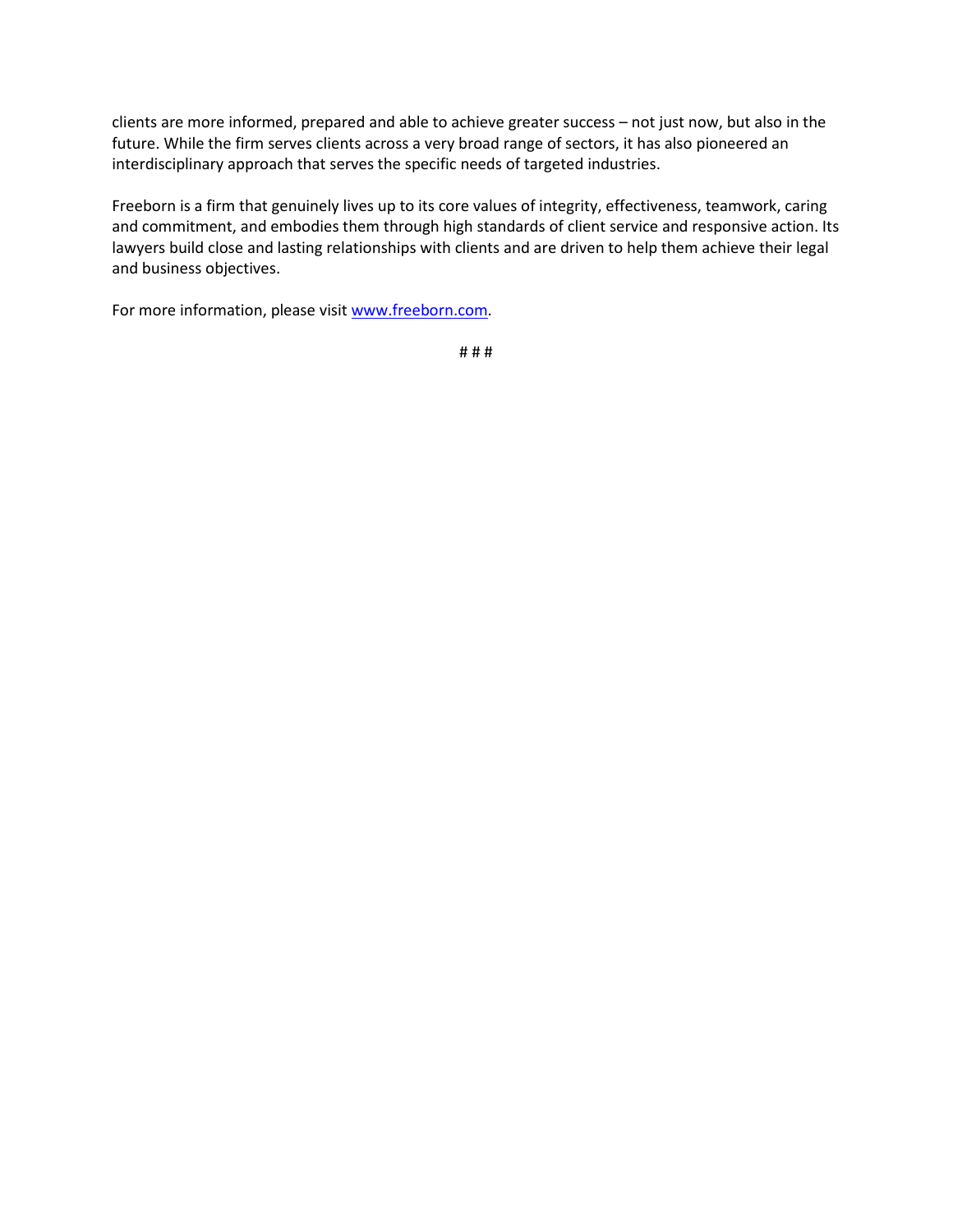clients are more informed, prepared and able to achieve greater success – not just now, but also in the future. While the firm serves clients across a very broad range of sectors, it has also pioneered an interdisciplinary approach that serves the specific needs of targeted industries.

Freeborn is a firm that genuinely lives up to its core values of integrity, effectiveness, teamwork, caring and commitment, and embodies them through high standards of client service and responsive action. Its lawyers build close and lasting relationships with clients and are driven to help them achieve their legal and business objectives.

For more information, please visit [www.freeborn.com](http://www.freeborn.com).

# # #